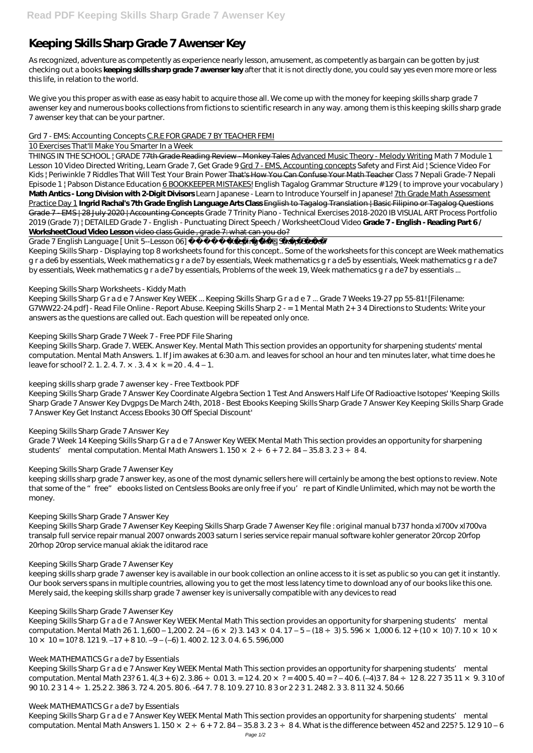# Keeping Skills Sharp Grade 7 Awenser Key

As recognized, adventure as competently as experience nearly lesson, amusement, as competently as bargain can be gotten by just checking out a books **keeping skills sharp grade 7 awenser key** after that it is not directly done, you could say yes even more more or less this life, in relation to the world.

We give you this proper as with ease as easy habit to acquire those all. We come up with the money for keeping skills sharp grade 7 awenser key and numerous books collections from fictions to scientific research in any way. among them is this keeping skills sharp grade 7 awenser key that can be your partner.

*Grd 7 - EMS: Accounting Concepts* C.R.E FOR GRADE 7 BY TEACHER FEMI

10 Exercises That'll Make You Smarter In a Week

THINGS IN THE SCHOOL | GRADE 7 7th Grade Reading Review - Monkey Tales Advanced Music Theory - Melody Writing *Math 7 Module 1 Lesson 10 Video* *Directed Writing, Learn Grade 7, Get Grade 9* Grd 7 - EMS, Accounting concepts *Safety and First Aid | Science Video For Kids | Periwinkle 7 Riddles That Will Test Your Brain Power* That's How You Can Confuse Your Math Teacher *Class 7 Nepali Grade-7 Nepali Episode 1 | Pabson Distance Education* 6 BOOKKEEPER MISTAKES! *English Tagalog Grammar Structure # 129 ( to improve your vocabulary )* **Math Antics - Long Division with 2-Digit Divisors** *Learn Japanese - Learn to Introduce Yourself in Japanese!* 7th Grade Math Assessment Practice Day 1 **Ingrid Rachal's 7th Grade English Language Arts Class** English to Tagalog Translation | Basic Filipino or Tagalog Questions Grade 7 - EMS | 28 July 2020 | Accounting Concepts *Grade 7 Trinity Piano - Technical Exercises 2018-2020 IB VISUAL ART Process Portfolio 2019 (Grade 7) | DETAILED Grade 7 - English - Punctuating Direct Speech / WorksheetCloud Video* **Grade 7 - English - Reading Part 6 / WorksheetCloud Video Lesson** video class Guide , grade 7: what can you do?

Grade 7 English Language [ Unit 5--Lesson 06] *Keeping Skills Sharp Grade 7*

Keeping Skills Sharp - Displaying top 8 worksheets found for this concept.. Some of the worksheets for this concept are Week mathematics g r a de6 by essentials, Week mathematics g r a de7 by essentials, Week mathematics g r a de5 by essentials, Week mathematics g r a de7 by essentials, Week mathematics g r a de7 by essentials, Problems of the week 19, Week mathematics g r a de7 by essentials ...

*Keeping Skills Sharp Worksheets - Kiddy Math*

Keeping Skills Sharp G r a d e 7 Answer Key WEEK ... Keeping Skills Sharp G r a d e 7 ... Grade 7 Weeks 19-27 pp 55-81! [Filename: G7WW22-24.pdf] - Read File Online - Report Abuse. Keeping Skills Sharp 2 - = 1 Mental Math 2+ 3 4 Directions to Students: Write your answers as the questions are called out. Each question will be repeated only once.

*Keeping Skills Sharp Grade 7 Week 7 - Free PDF File Sharing*

Keeping Skills Sharp. Grade 7. WEEK. Answer Key. Mental Math This section provides an opportunity for sharpening students' mental computation. Mental Math Answers. 1. If Jim awakes at 6:30 a.m. and leaves for school an hour and ten minutes later, what time does he leave for school? 2. 1. 2. 4. 7. × . 3. 4 × k = 20 . 4. 4 – 1.

*keeping skills sharp grade 7 awenser key - Free Textbook PDF*

Keeping Skills Sharp Grade 7 Answer Key Coordinate Algebra Section 1 Test And Answers Half Life Of Radioactive Isotopes' 'Keeping Skills Sharp Grade 7 Answer Key Dvgpgs De March 24th, 2018 - Best Ebooks Keeping Skills Sharp Grade 7 Answer Key Keeping Skills Sharp Grade 7 Answer Key Get Instanct Access Ebooks 30 Off Special Discount'

*Keeping Skills Sharp Grade 7 Answer Key*

Grade 7 Week 14 Keeping Skills Sharp G r a d e 7 Answer Key WEEK Mental Math This section provides an opportunity for sharpening students' mental computation. Mental Math Answers 1. 150 × 2 ÷ 6 + 7 2. 84 – 35.8 3. 2 3 ÷ 8 4.

*Keeping Skills Sharp Grade 7 Awenser Key*

keeping skills sharp grade 7 answer key, as one of the most dynamic sellers here will certainly be among the best options to review. Note that some of the "free" ebooks listed on Centsless Books are only free if you're part of Kindle Unlimited, which may not be worth the money.

*Keeping Skills Sharp Grade 7 Answer Key*

Keeping Skills Sharp Grade 7 Awenser Key Keeping Skills Sharp Grade 7 Awenser Key file : original manual b737 honda xl700v xl700va transalp full service repair manual 2007 onwards 2003 saturn l series service repair manual software kohler generator 20rcop 20rfop 20rhop 20rop service manual akiak the iditarod race

*Keeping Skills Sharp Grade 7 Awenser Key*

keeping skills sharp grade 7 awenser key is available in our book collection an online access to it is set as public so you can get it instantly. Our book servers spans in multiple countries, allowing you to get the most less latency time to download any of our books like this one. Merely said, the keeping skills sharp grade 7 awenser key is universally compatible with any devices to read

*Keeping Skills Sharp Grade 7 Awenser Key*

Keeping Skills Sharp G r a d e 7 Answer Key WEEK Mental Math This section provides an opportunity for sharpening students' mental computation. Mental Math 26 1. 1,600 – 1,200 2. 24 – (6 × 2) 3. 143 × 0 4. 17 – 5 – (18 ÷ 3) 5. 596 × 1,000 6. 12 + (10 × 10) 7. 10 × 10 × 10 × 10 = 10? 8. 121 9. –17 + 8 10. –9 – (–6) 1. 400 2. 12 3. 0 4. 6 5. 596,000

*Week MATHEMATICS G r a de7 by Essentials*

Keeping Skills Sharp G r a d e 7 Answer Key WEEK Mental Math This section provides an opportunity for sharpening students' mental computation. Mental Math 23? 6 1. 4(.3 + 6) 2. 3.86 ÷ 0.01 3. = 12 4. 20 × ? = 400 5. 40 = ? – 40 6. (–4)3 7. 84 ÷ 12 8. 22 7 35 11 × 9. 3 10 of 90 10. 2 3 1 4 ÷ 1. 25.2 2. 386 3. 72 4. 20 5. 80 6. -64 7. 7 8. 10 9. 27 10. 8 3 or 2 2 3 1. 248 2. 3 3. 8 11 32 4. 50.66

*Week MATHEMATICS G r a de7 by Essentials*

Keeping Skills Sharp G r a d e 7 Answer Key WEEK Mental Math This section provides an opportunity for sharpening students' mental computation. Mental Math Answers 1. 150 × 2 ÷ 6 + 7 2. 84 – 35.8 3. 2 3 ÷ 8 4. What is the difference between 452 and 225? 5. 12 9 10 – 6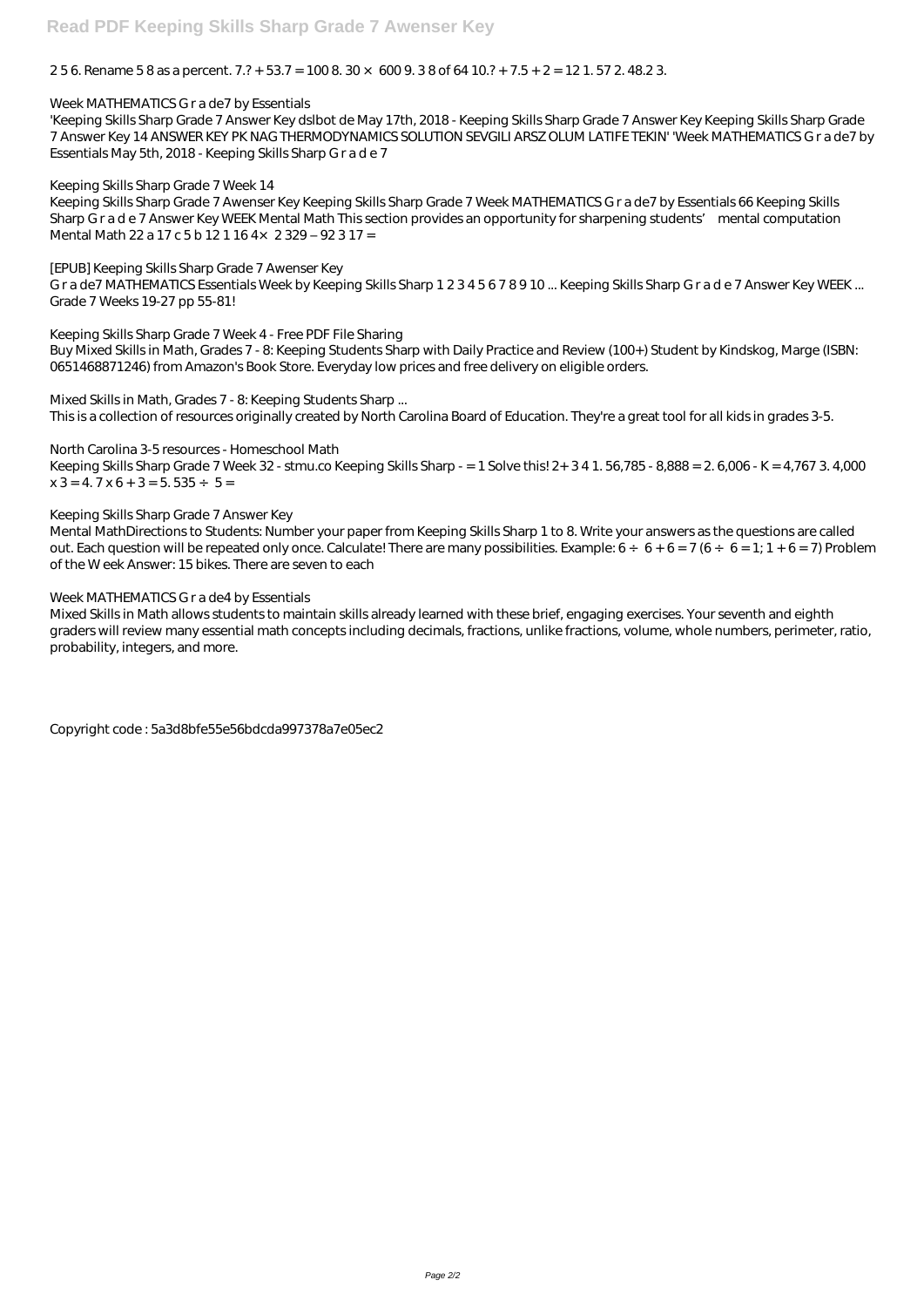2 5 6. Rename 5 8 as a percent. 7.? + 53.7 = 100 8. 30 × 600 9. 3 8 of 64 10.? + 7.5 + 2 = 12 1. 57 2. 48.2 3.

*Week MATHEMATICS G r a de7 by Essentials*

'Keeping Skills Sharp Grade 7 Answer Key dslbot de May 17th, 2018 - Keeping Skills Sharp Grade 7 Answer Key Keeping Skills Sharp Grade 7 Answer Key 14 ANSWER KEY PK NAG THERMODYNAMICS SOLUTION SEVGILI ARSZ OLUM LATIFE TEKIN' 'Week MATHEMATICS G r a de7 by Essentials May 5th, 2018 - Keeping Skills Sharp G r a d e 7

*Keeping Skills Sharp Grade 7 Week 14*

Keeping Skills Sharp Grade 7 Awenser Key Keeping Skills Sharp Grade 7 Week MATHEMATICS G r a de7 by Essentials 66 Keeping Skills Sharp G r a d e 7 Answer Key WEEK Mental Math This section provides an opportunity for sharpening students' mental computation Mental Math 22 a 17 c 5 b 12 1 16 4× 2 329 – 92 3 17 =

*[EPUB] Keeping Skills Sharp Grade 7 Awenser Key*

G r a de7 MATHEMATICS Essentials Week by Keeping Skills Sharp 1 2 3 4 5 6 7 8 9 10 ... Keeping Skills Sharp G r a d e 7 Answer Key WEEK ... Grade 7 Weeks 19-27 pp 55-81!

*Keeping Skills Sharp Grade 7 Week 4 - Free PDF File Sharing*

Buy Mixed Skills in Math, Grades 7 - 8: Keeping Students Sharp with Daily Practice and Review (100+) Student by Kindskog, Marge (ISBN: 0651468871246) from Amazon's Book Store. Everyday low prices and free delivery on eligible orders.

*Mixed Skills in Math, Grades 7 - 8: Keeping Students Sharp ...*

This is a collection of resources originally created by North Carolina Board of Education. They're a great tool for all kids in grades 3-5.

*North Carolina 3-5 resources - Homeschool Math*

Keeping Skills Sharp Grade 7 Week 32 - stmu.co Keeping Skills Sharp - = 1 Solve this! 2+ 3 4 1. 56,785 - 8,888 = 2. 6,006 - K = 4,767 3. 4,000 x 3 = 4. 7 x 6 + 3 = 5. 535 ÷ 5 =

*Keeping Skills Sharp Grade 7 Answer Key*

Mental MathDirections to Students: Number your paper from Keeping Skills Sharp 1 to 8. Write your answers as the questions are called out. Each question will be repeated only once. Calculate! There are many possibilities. Example: 6 ÷ 6 + 6 = 7 (6 ÷ 6 = 1; 1 + 6 = 7) Problem of the W eek Answer: 15 bikes. There are seven to each

*Week MATHEMATICS G r a de4 by Essentials*

Mixed Skills in Math allows students to maintain skills already learned with these brief, engaging exercises. Your seventh and eighth graders will review many essential math concepts including decimals, fractions, unlike fractions, volume, whole numbers, perimeter, ratio, probability, integers, and more.

Copyright code : 5a3d8bfe55e56bdcda997378a7e05ec2